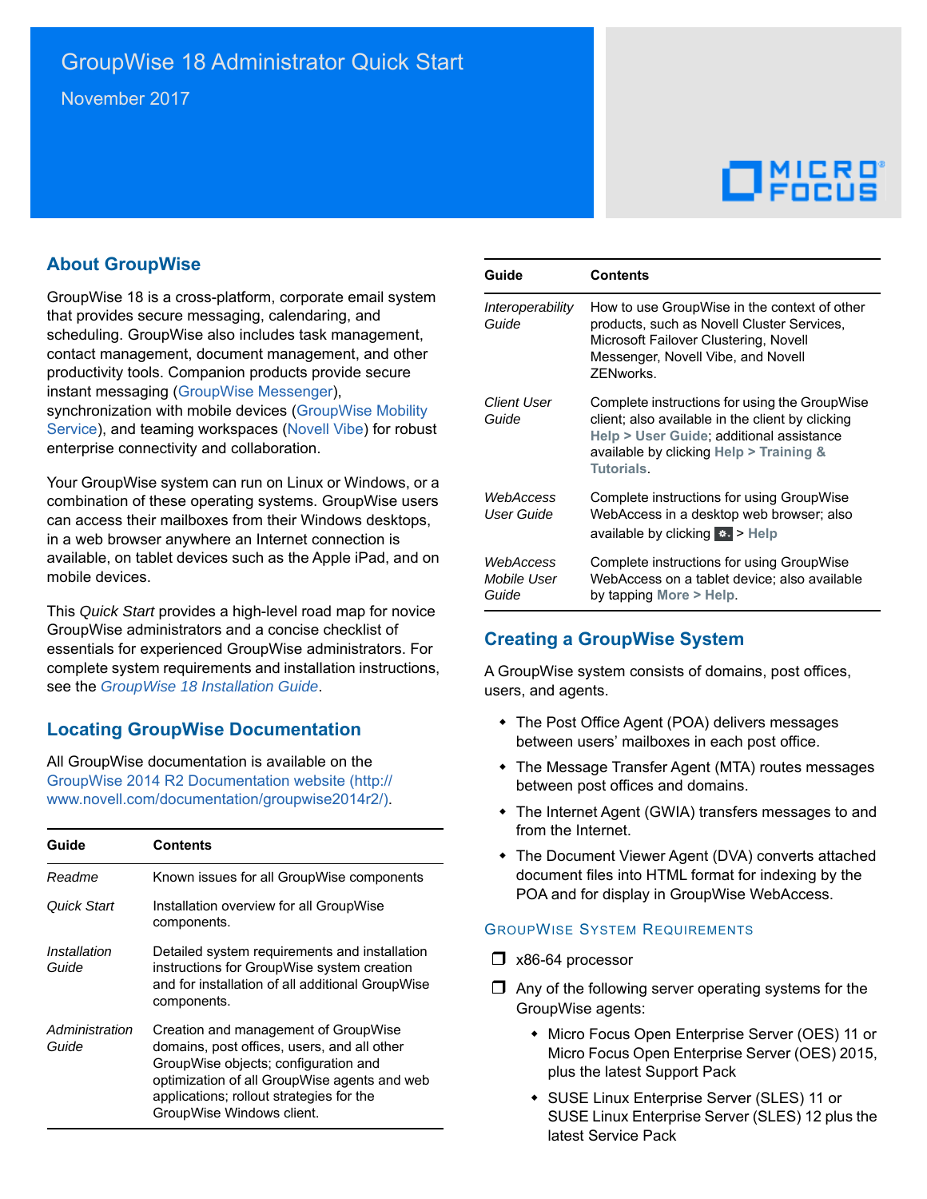# GroupWise 18 Administrator Quick Start

November 2017

## About GroupWise

GroupWise 18 is a cross-platform, corporate email system that provides secure messaging, calendaring, and scheduling. GroupWise also includes task management, contact management, document management, and other productivity tools. Companion products provide secure instant messaging (GroupWise Messenger), synchronization with mobile devices (GroupWise Mobility Service), and teaming workspaces (Novell Vibe) for robust enterprise connectivity and collaboration.

Your GroupWise system can run on Linux or Windows, or a combination of these operating systems. GroupWise users can access their mailboxes from their Windows desktops, in a web browser anywhere an Internet connection is available, on tablet devices such as the Apple iPad, and on mobile devices.

This *Quick Start* provides a high-level road map for novice GroupWise administrators and a concise checklist of essentials for experienced GroupWise administrators. For complete system requirements and installation instructions, see the *GroupWise 18 Installation Guide*.

## Locating GroupWise Documentation

All GroupWise documentation is available on the GroupWise 2014 R2 Documentation website (http://www.novell.com/documentation/groupwise2014r2/).

| Guide | Contents |
|---|---|
| *Readme* | Known issues for all GroupWise components |
| *Quick Start* | Installation overview for all GroupWise components. |
| *Installation Guide* | Detailed system requirements and installation instructions for GroupWise system creation and for installation of all additional GroupWise components. |
| *Administration Guide* | Creation and management of GroupWise domains, post offices, users, and all other GroupWise objects; configuration and optimization of all GroupWise agents and web applications; rollout strategies for the GroupWise Windows client. |
| *Interoperability Guide* | How to use GroupWise in the context of other products, such as Novell Cluster Services, Microsoft Failover Clustering, Novell Messenger, Novell Vibe, and Novell ZENworks. |
| *Client User Guide* | Complete instructions for using the GroupWise client; also available in the client by clicking **Help > User Guide**; additional assistance available by clicking **Help > Training & Tutorials**. |
| *WebAccess User Guide* | Complete instructions for using GroupWise WebAccess in a desktop web browser; also available by clicking ⚙ > **Help** |
| *WebAccess Mobile User Guide* | Complete instructions for using GroupWise WebAccess on a tablet device; also available by tapping **More > Help**. |

## Creating a GroupWise System

A GroupWise system consists of domains, post offices, users, and agents.

- The Post Office Agent (POA) delivers messages between users' mailboxes in each post office.
- The Message Transfer Agent (MTA) routes messages between post offices and domains.
- The Internet Agent (GWIA) transfers messages to and from the Internet.
- The Document Viewer Agent (DVA) converts attached document files into HTML format for indexing by the POA and for display in GroupWise WebAccess.

### GroupWise System Requirements

- ❒ x86-64 processor
- ❒ Any of the following server operating systems for the GroupWise agents:
  - Micro Focus Open Enterprise Server (OES) 11 or Micro Focus Open Enterprise Server (OES) 2015, plus the latest Support Pack
  - SUSE Linux Enterprise Server (SLES) 11 or SUSE Linux Enterprise Server (SLES) 12 plus the latest Service Pack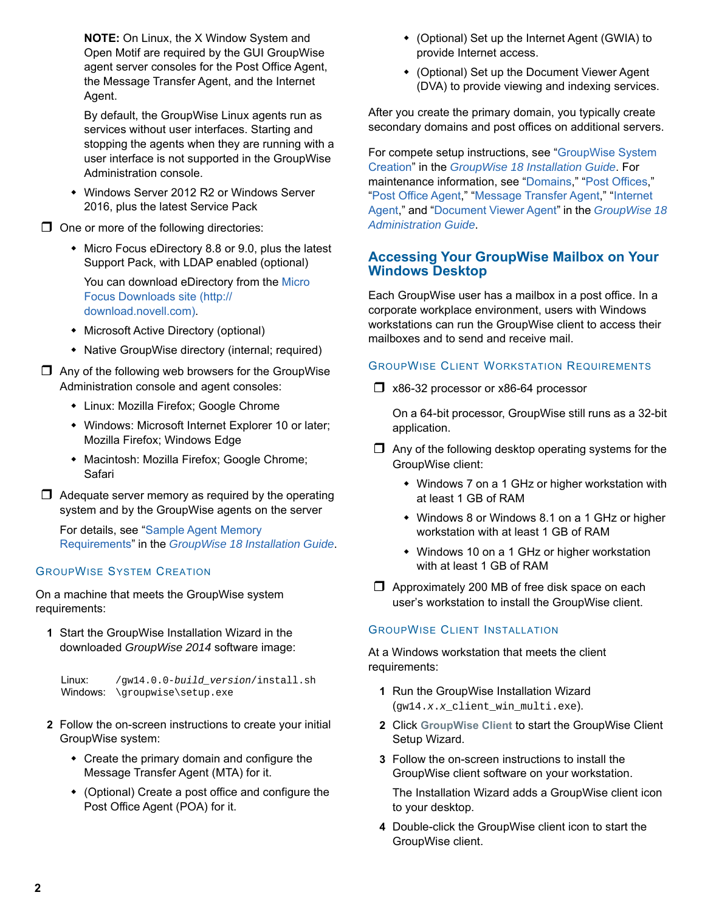**NOTE:** On Linux, the X Window System and Open Motif are required by the GUI GroupWise agent server consoles for the Post Office Agent, the Message Transfer Agent, and the Internet Agent.

By default, the GroupWise Linux agents run as services without user interfaces. Starting and stopping the agents when they are running with a user interface is not supported in the GroupWise Administration console.

- Windows Server 2012 R2 or Windows Server 2016, plus the latest Service Pack

- ❒ One or more of the following directories:
  - Micro Focus eDirectory 8.8 or 9.0, plus the latest Support Pack, with LDAP enabled (optional)

    You can download eDirectory from the Micro Focus Downloads site (http://download.novell.com).
  - Microsoft Active Directory (optional)
  - Native GroupWise directory (internal; required)
- ❒ Any of the following web browsers for the GroupWise Administration console and agent consoles:
  - Linux: Mozilla Firefox; Google Chrome
  - Windows: Microsoft Internet Explorer 10 or later; Mozilla Firefox; Windows Edge
  - Macintosh: Mozilla Firefox; Google Chrome; Safari
- ❒ Adequate server memory as required by the operating system and by the GroupWise agents on the server

  For details, see "Sample Agent Memory Requirements" in the *GroupWise 18 Installation Guide*.

### GroupWise System Creation

On a machine that meets the GroupWise system requirements:

1. Start the GroupWise Installation Wizard in the downloaded *GroupWise 2014* software image:

   ```
   Linux:    /gw14.0.0-build_version/install.sh
   Windows:  \groupwise\setup.exe
   ```

2. Follow the on-screen instructions to create your initial GroupWise system:
   - Create the primary domain and configure the Message Transfer Agent (MTA) for it.
   - (Optional) Create a post office and configure the Post Office Agent (POA) for it.
   - (Optional) Set up the Internet Agent (GWIA) to provide Internet access.
   - (Optional) Set up the Document Viewer Agent (DVA) to provide viewing and indexing services.

After you create the primary domain, you typically create secondary domains and post offices on additional servers.

For compete setup instructions, see "GroupWise System Creation" in the *GroupWise 18 Installation Guide*. For maintenance information, see "Domains," "Post Offices," "Post Office Agent," "Message Transfer Agent," "Internet Agent," and "Document Viewer Agent" in the *GroupWise 18 Administration Guide*.

## Accessing Your GroupWise Mailbox on Your Windows Desktop

Each GroupWise user has a mailbox in a post office. In a corporate workplace environment, users with Windows workstations can run the GroupWise client to access their mailboxes and to send and receive mail.

### GroupWise Client Workstation Requirements

- ❒ x86-32 processor or x86-64 processor

  On a 64-bit processor, GroupWise still runs as a 32-bit application.
- ❒ Any of the following desktop operating systems for the GroupWise client:
  - Windows 7 on a 1 GHz or higher workstation with at least 1 GB of RAM
  - Windows 8 or Windows 8.1 on a 1 GHz or higher workstation with at least 1 GB of RAM
  - Windows 10 on a 1 GHz or higher workstation with at least 1 GB of RAM
- ❒ Approximately 200 MB of free disk space on each user's workstation to install the GroupWise client.

### GroupWise Client Installation

At a Windows workstation that meets the client requirements:

1. Run the GroupWise Installation Wizard (`gw14.x.x_client_win_multi.exe`).
2. Click **GroupWise Client** to start the GroupWise Client Setup Wizard.
3. Follow the on-screen instructions to install the GroupWise client software on your workstation.

   The Installation Wizard adds a GroupWise client icon to your desktop.
4. Double-click the GroupWise client icon to start the GroupWise client.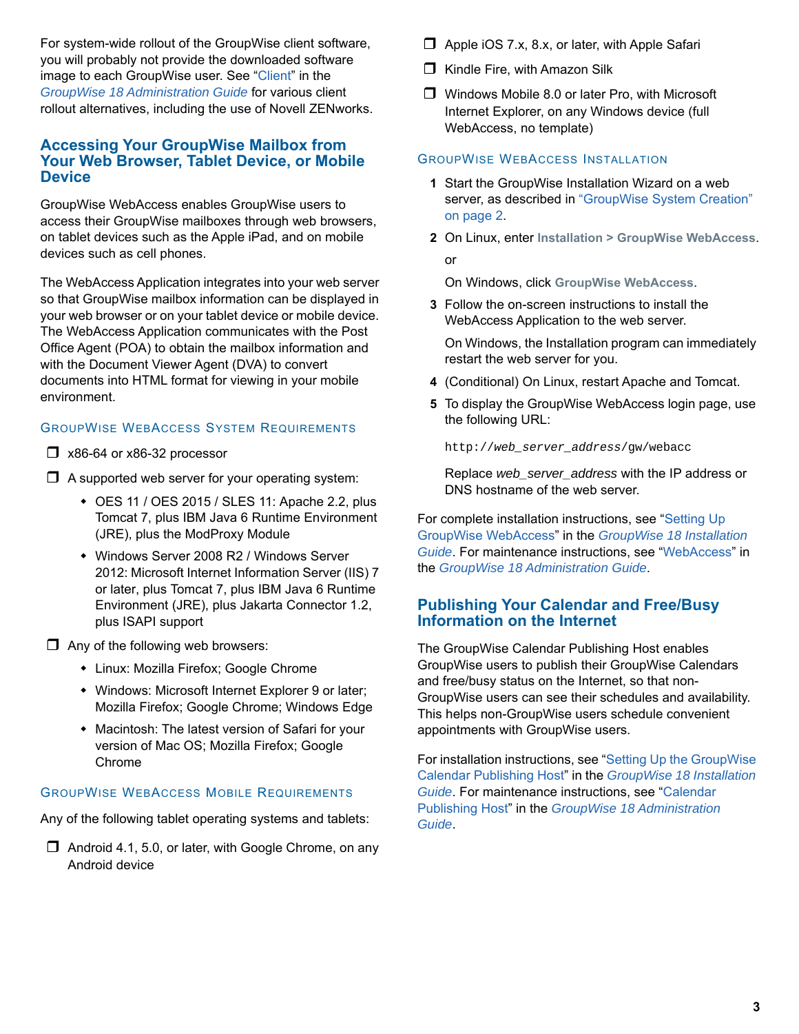For system-wide rollout of the GroupWise client software, you will probably not provide the downloaded software image to each GroupWise user. See "Client" in the *GroupWise 18 Administration Guide* for various client rollout alternatives, including the use of Novell ZENworks.

## Accessing Your GroupWise Mailbox from Your Web Browser, Tablet Device, or Mobile Device

GroupWise WebAccess enables GroupWise users to access their GroupWise mailboxes through web browsers, on tablet devices such as the Apple iPad, and on mobile devices such as cell phones.

The WebAccess Application integrates into your web server so that GroupWise mailbox information can be displayed in your web browser or on your tablet device or mobile device. The WebAccess Application communicates with the Post Office Agent (POA) to obtain the mailbox information and with the Document Viewer Agent (DVA) to convert documents into HTML format for viewing in your mobile environment.

### GroupWise WebAccess System Requirements

- ❒ x86-64 or x86-32 processor
- ❒ A supported web server for your operating system:
  - OES 11 / OES 2015 / SLES 11: Apache 2.2, plus Tomcat 7, plus IBM Java 6 Runtime Environment (JRE), plus the ModProxy Module
  - Windows Server 2008 R2 / Windows Server 2012: Microsoft Internet Information Server (IIS) 7 or later, plus Tomcat 7, plus IBM Java 6 Runtime Environment (JRE), plus Jakarta Connector 1.2, plus ISAPI support
- ❒ Any of the following web browsers:
  - Linux: Mozilla Firefox; Google Chrome
  - Windows: Microsoft Internet Explorer 9 or later; Mozilla Firefox; Google Chrome; Windows Edge
  - Macintosh: The latest version of Safari for your version of Mac OS; Mozilla Firefox; Google Chrome

### GroupWise WebAccess Mobile Requirements

Any of the following tablet operating systems and tablets:

- ❒ Android 4.1, 5.0, or later, with Google Chrome, on any Android device
- ❒ Apple iOS 7.x, 8.x, or later, with Apple Safari
- ❒ Kindle Fire, with Amazon Silk
- ❒ Windows Mobile 8.0 or later Pro, with Microsoft Internet Explorer, on any Windows device (full WebAccess, no template)

### GroupWise WebAccess Installation

1. Start the GroupWise Installation Wizard on a web server, as described in "GroupWise System Creation" on page 2.
2. On Linux, enter **Installation > GroupWise WebAccess**.

   or

   On Windows, click **GroupWise WebAccess**.
3. Follow the on-screen instructions to install the WebAccess Application to the web server.

   On Windows, the Installation program can immediately restart the web server for you.
4. (Conditional) On Linux, restart Apache and Tomcat.
5. To display the GroupWise WebAccess login page, use the following URL:

   ```
   http://web_server_address/gw/webacc
   ```

   Replace *web_server_address* with the IP address or DNS hostname of the web server.

For complete installation instructions, see "Setting Up GroupWise WebAccess" in the *GroupWise 18 Installation Guide*. For maintenance instructions, see "WebAccess" in the *GroupWise 18 Administration Guide*.

## Publishing Your Calendar and Free/Busy Information on the Internet

The GroupWise Calendar Publishing Host enables GroupWise users to publish their GroupWise Calendars and free/busy status on the Internet, so that non-GroupWise users can see their schedules and availability. This helps non-GroupWise users schedule convenient appointments with GroupWise users.

For installation instructions, see "Setting Up the GroupWise Calendar Publishing Host" in the *GroupWise 18 Installation Guide*. For maintenance instructions, see "Calendar Publishing Host" in the *GroupWise 18 Administration Guide*.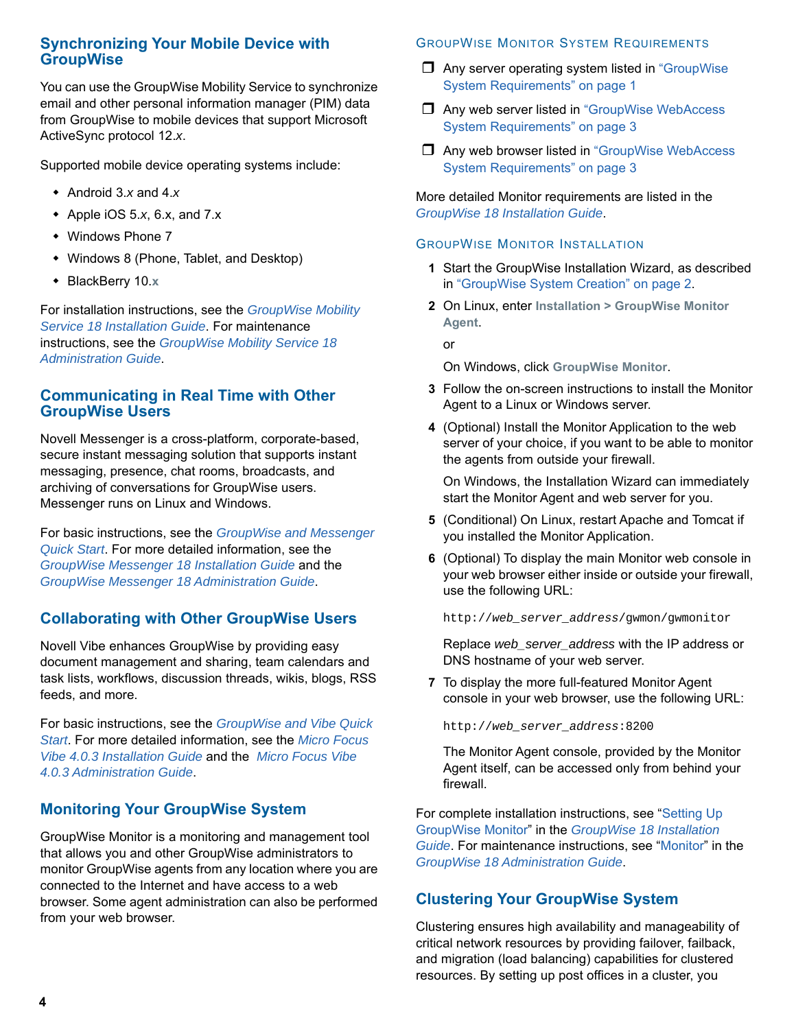## Synchronizing Your Mobile Device with GroupWise

You can use the GroupWise Mobility Service to synchronize email and other personal information manager (PIM) data from GroupWise to mobile devices that support Microsoft ActiveSync protocol 12.*x*.

Supported mobile device operating systems include:

- Android 3.*x* and 4.*x*
- Apple iOS 5.*x*, 6.x, and 7.x
- Windows Phone 7
- Windows 8 (Phone, Tablet, and Desktop)
- BlackBerry 10.x

For installation instructions, see the *GroupWise Mobility Service 18 Installation Guide*. For maintenance instructions, see the *GroupWise Mobility Service 18 Administration Guide*.

## Communicating in Real Time with Other GroupWise Users

Novell Messenger is a cross-platform, corporate-based, secure instant messaging solution that supports instant messaging, presence, chat rooms, broadcasts, and archiving of conversations for GroupWise users. Messenger runs on Linux and Windows.

For basic instructions, see the *GroupWise and Messenger Quick Start*. For more detailed information, see the *GroupWise Messenger 18 Installation Guide* and the *GroupWise Messenger 18 Administration Guide*.

## Collaborating with Other GroupWise Users

Novell Vibe enhances GroupWise by providing easy document management and sharing, team calendars and task lists, workflows, discussion threads, wikis, blogs, RSS feeds, and more.

For basic instructions, see the *GroupWise and Vibe Quick Start*. For more detailed information, see the *Micro Focus Vibe 4.0.3 Installation Guide* and the *Micro Focus Vibe 4.0.3 Administration Guide*.

## Monitoring Your GroupWise System

GroupWise Monitor is a monitoring and management tool that allows you and other GroupWise administrators to monitor GroupWise agents from any location where you are connected to the Internet and have access to a web browser. Some agent administration can also be performed from your web browser.

### GroupWise Monitor System Requirements

- ☐ Any server operating system listed in "GroupWise System Requirements" on page 1
- ☐ Any web server listed in "GroupWise WebAccess System Requirements" on page 3
- ☐ Any web browser listed in "GroupWise WebAccess System Requirements" on page 3

More detailed Monitor requirements are listed in the *GroupWise 18 Installation Guide*.

### GroupWise Monitor Installation

1. Start the GroupWise Installation Wizard, as described in "GroupWise System Creation" on page 2.
2. On Linux, enter **Installation > GroupWise Monitor Agent**.

   or

   On Windows, click **GroupWise Monitor**.
3. Follow the on-screen instructions to install the Monitor Agent to a Linux or Windows server.
4. (Optional) Install the Monitor Application to the web server of your choice, if you want to be able to monitor the agents from outside your firewall.

   On Windows, the Installation Wizard can immediately start the Monitor Agent and web server for you.
5. (Conditional) On Linux, restart Apache and Tomcat if you installed the Monitor Application.
6. (Optional) To display the main Monitor web console in your web browser either inside or outside your firewall, use the following URL:

   ```
   http://web_server_address/gwmon/gwmonitor
   ```

   Replace *web_server_address* with the IP address or DNS hostname of your web server.
7. To display the more full-featured Monitor Agent console in your web browser, use the following URL:

   ```
   http://web_server_address:8200
   ```

   The Monitor Agent console, provided by the Monitor Agent itself, can be accessed only from behind your firewall.

For complete installation instructions, see "Setting Up GroupWise Monitor" in the *GroupWise 18 Installation Guide*. For maintenance instructions, see "Monitor" in the *GroupWise 18 Administration Guide*.

## Clustering Your GroupWise System

Clustering ensures high availability and manageability of critical network resources by providing failover, failback, and migration (load balancing) capabilities for clustered resources. By setting up post offices in a cluster, you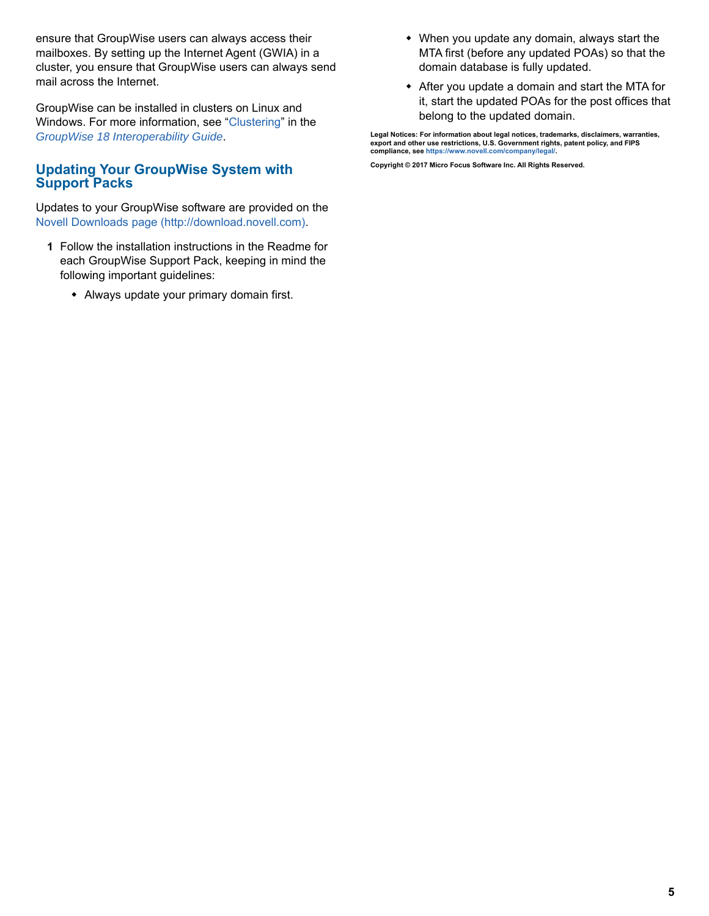ensure that GroupWise users can always access their mailboxes. By setting up the Internet Agent (GWIA) in a cluster, you ensure that GroupWise users can always send mail across the Internet.

GroupWise can be installed in clusters on Linux and Windows. For more information, see "Clustering" in the *GroupWise 18 Interoperability Guide*.

## Updating Your GroupWise System with Support Packs

Updates to your GroupWise software are provided on the Novell Downloads page (http://download.novell.com).

1. Follow the installation instructions in the Readme for each GroupWise Support Pack, keeping in mind the following important guidelines:
   - Always update your primary domain first.
   - When you update any domain, always start the MTA first (before any updated POAs) so that the domain database is fully updated.
   - After you update a domain and start the MTA for it, start the updated POAs for the post offices that belong to the updated domain.

**Legal Notices: For information about legal notices, trademarks, disclaimers, warranties, export and other use restrictions, U.S. Government rights, patent policy, and FIPS compliance, see https://www.novell.com/company/legal/.**

**Copyright © 2017 Micro Focus Software Inc. All Rights Reserved.**